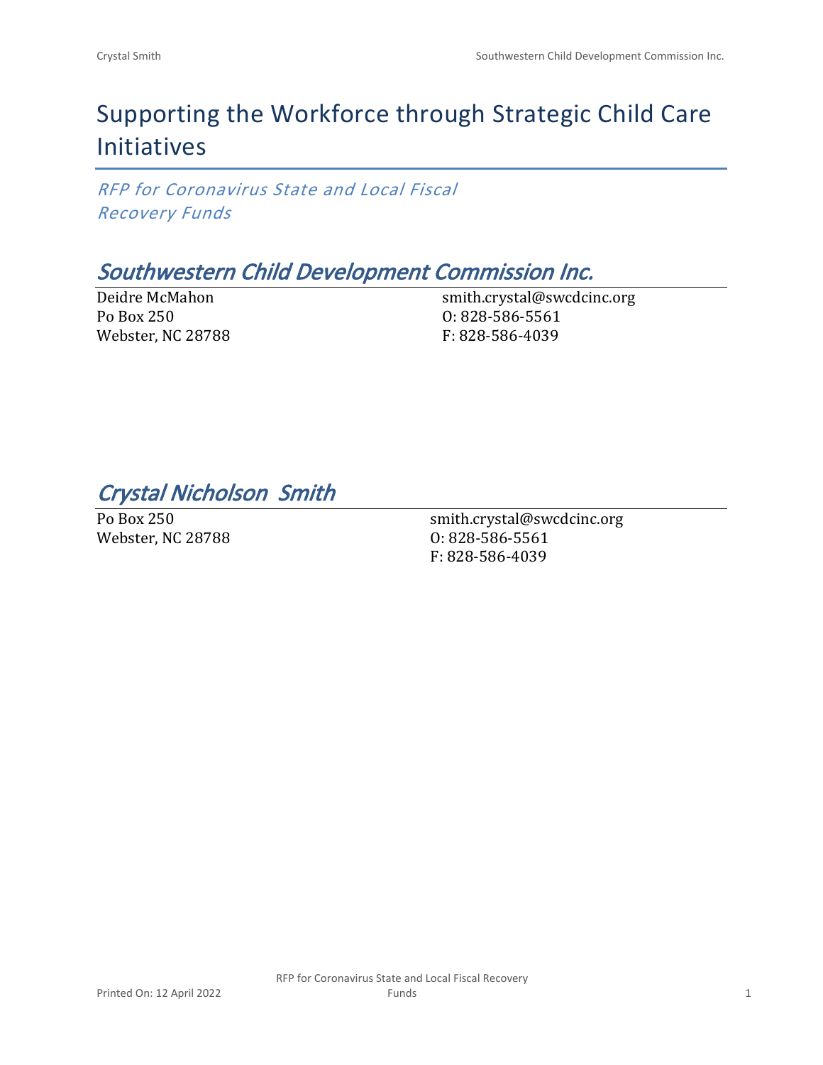# Supporting the Workforce through Strategic Child Care Initiatives

*RFP for Coronavirus State and Local Fiscal Recovery Funds*

## *Southwestern Child Development Commission Inc.*

Deidre McMahon
Po Box 250
Webster, NC 28788

smith.crystal@swcdcinc.org
O: 828-586-5561
F: 828-586-4039

## *Crystal Nicholson Smith*

Po Box 250
Webster, NC 28788

smith.crystal@swcdcinc.org
O: 828-586-5561
F: 828-586-4039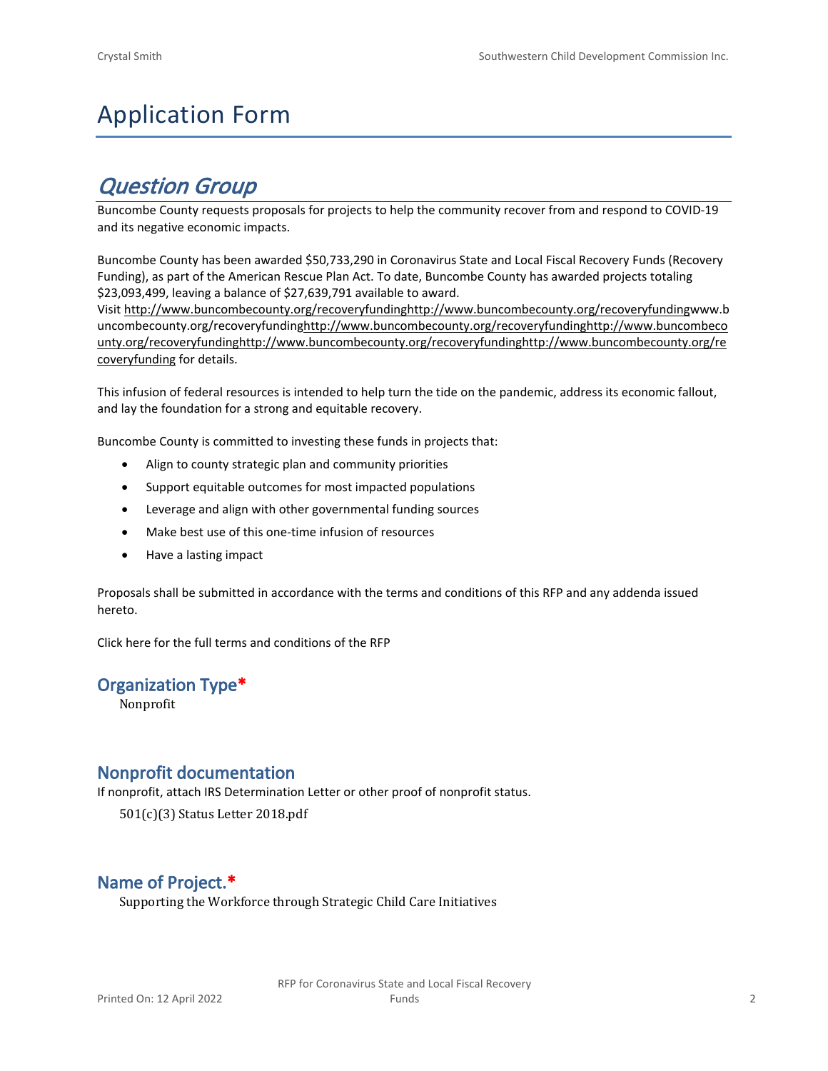# Application Form

## *Question Group*

Buncombe County requests proposals for projects to help the community recover from and respond to COVID-19 and its negative economic impacts.

Buncombe County has been awarded $50,733,290 in Coronavirus State and Local Fiscal Recovery Funds (Recovery Funding), as part of the American Rescue Plan Act. To date, Buncombe County has awarded projects totaling $23,093,499, leaving a balance of $27,639,791 available to award.
Visit http://www.buncombecounty.org/recoveryfundinghttp://www.buncombecounty.org/recoveryfundingwww.buncombecounty.org/recoveryfundinghttp://www.buncombecounty.org/recoveryfundinghttp://www.buncombecounty.org/recoveryfundinghttp://www.buncombecounty.org/recoveryfundinghttp://www.buncombecounty.org/recoveryfunding for details.

This infusion of federal resources is intended to help turn the tide on the pandemic, address its economic fallout, and lay the foundation for a strong and equitable recovery.

Buncombe County is committed to investing these funds in projects that:

- Align to county strategic plan and community priorities
- Support equitable outcomes for most impacted populations
- Leverage and align with other governmental funding sources
- Make best use of this one-time infusion of resources
- Have a lasting impact

Proposals shall be submitted in accordance with the terms and conditions of this RFP and any addenda issued hereto.

Click here for the full terms and conditions of the RFP

### Organization Type*

Nonprofit

### Nonprofit documentation

If nonprofit, attach IRS Determination Letter or other proof of nonprofit status.

501(c)(3) Status Letter 2018.pdf

### Name of Project.*

Supporting the Workforce through Strategic Child Care Initiatives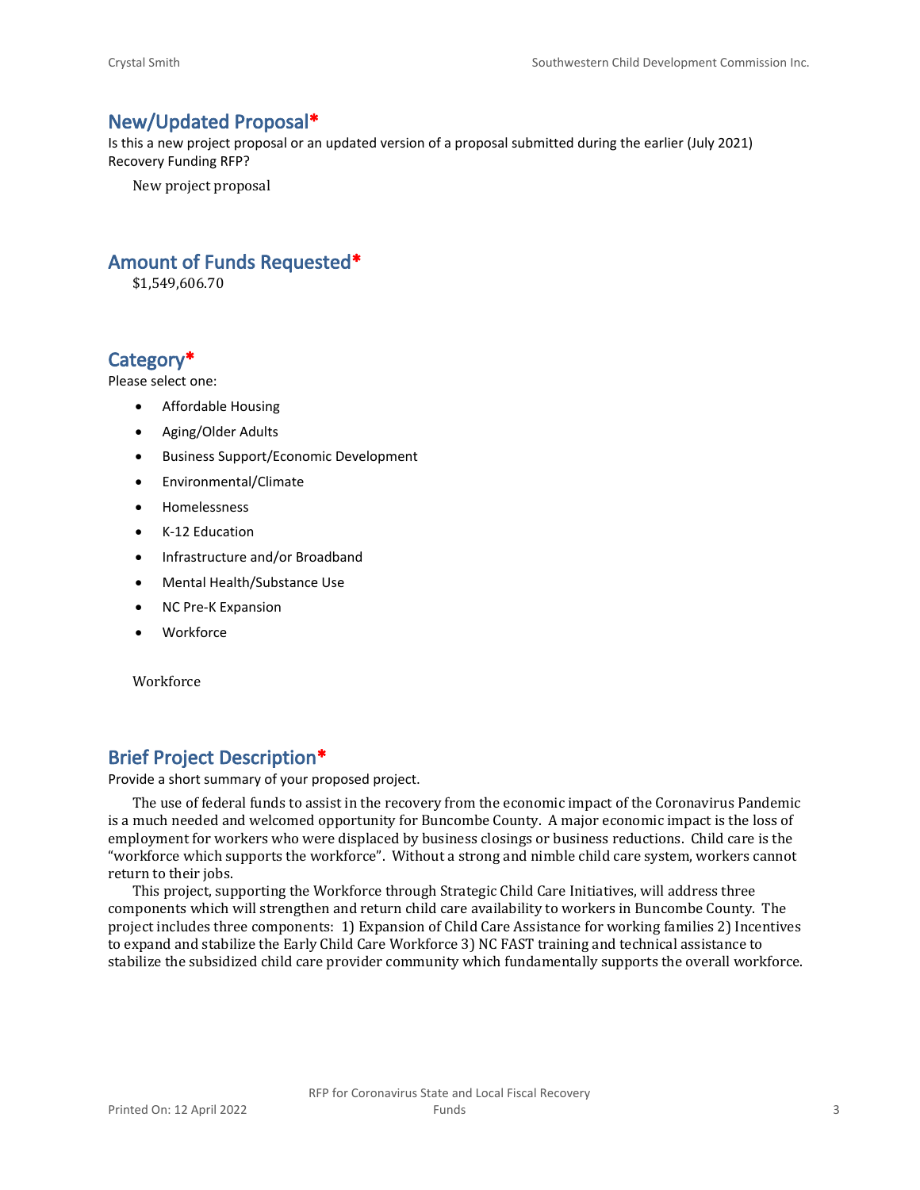## New/Updated Proposal*

Is this a new project proposal or an updated version of a proposal submitted during the earlier (July 2021) Recovery Funding RFP?

New project proposal

## Amount of Funds Requested*

$1,549,606.70

## Category*

Please select one:

- Affordable Housing
- Aging/Older Adults
- Business Support/Economic Development
- Environmental/Climate
- Homelessness
- K-12 Education
- Infrastructure and/or Broadband
- Mental Health/Substance Use
- NC Pre-K Expansion
- Workforce

Workforce

## Brief Project Description*

Provide a short summary of your proposed project.

The use of federal funds to assist in the recovery from the economic impact of the Coronavirus Pandemic is a much needed and welcomed opportunity for Buncombe County. A major economic impact is the loss of employment for workers who were displaced by business closings or business reductions. Child care is the "workforce which supports the workforce". Without a strong and nimble child care system, workers cannot return to their jobs.

This project, supporting the Workforce through Strategic Child Care Initiatives, will address three components which will strengthen and return child care availability to workers in Buncombe County. The project includes three components: 1) Expansion of Child Care Assistance for working families 2) Incentives to expand and stabilize the Early Child Care Workforce 3) NC FAST training and technical assistance to stabilize the subsidized child care provider community which fundamentally supports the overall workforce.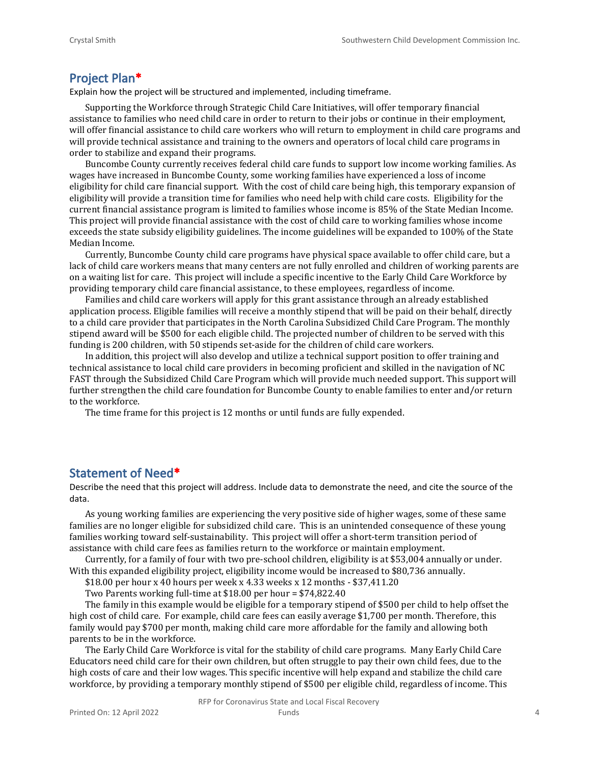## Project Plan*

Explain how the project will be structured and implemented, including timeframe.

Supporting the Workforce through Strategic Child Care Initiatives, will offer temporary financial assistance to families who need child care in order to return to their jobs or continue in their employment, will offer financial assistance to child care workers who will return to employment in child care programs and will provide technical assistance and training to the owners and operators of local child care programs in order to stabilize and expand their programs.

Buncombe County currently receives federal child care funds to support low income working families. As wages have increased in Buncombe County, some working families have experienced a loss of income eligibility for child care financial support. With the cost of child care being high, this temporary expansion of eligibility will provide a transition time for families who need help with child care costs. Eligibility for the current financial assistance program is limited to families whose income is 85% of the State Median Income. This project will provide financial assistance with the cost of child care to working families whose income exceeds the state subsidy eligibility guidelines. The income guidelines will be expanded to 100% of the State Median Income.

Currently, Buncombe County child care programs have physical space available to offer child care, but a lack of child care workers means that many centers are not fully enrolled and children of working parents are on a waiting list for care. This project will include a specific incentive to the Early Child Care Workforce by providing temporary child care financial assistance, to these employees, regardless of income.

Families and child care workers will apply for this grant assistance through an already established application process. Eligible families will receive a monthly stipend that will be paid on their behalf, directly to a child care provider that participates in the North Carolina Subsidized Child Care Program. The monthly stipend award will be $500 for each eligible child. The projected number of children to be served with this funding is 200 children, with 50 stipends set-aside for the children of child care workers.

In addition, this project will also develop and utilize a technical support position to offer training and technical assistance to local child care providers in becoming proficient and skilled in the navigation of NC FAST through the Subsidized Child Care Program which will provide much needed support. This support will further strengthen the child care foundation for Buncombe County to enable families to enter and/or return to the workforce.

The time frame for this project is 12 months or until funds are fully expended.

## Statement of Need*

Describe the need that this project will address. Include data to demonstrate the need, and cite the source of the data.

As young working families are experiencing the very positive side of higher wages, some of these same families are no longer eligible for subsidized child care. This is an unintended consequence of these young families working toward self-sustainability. This project will offer a short-term transition period of assistance with child care fees as families return to the workforce or maintain employment.

Currently, for a family of four with two pre-school children, eligibility is at $53,004 annually or under. With this expanded eligibility project, eligibility income would be increased to $80,736 annually.

$18.00 per hour x 40 hours per week x 4.33 weeks x 12 months - $37,411.20

Two Parents working full-time at $18.00 per hour = $74,822.40

The family in this example would be eligible for a temporary stipend of $500 per child to help offset the high cost of child care. For example, child care fees can easily average $1,700 per month. Therefore, this family would pay $700 per month, making child care more affordable for the family and allowing both parents to be in the workforce.

The Early Child Care Workforce is vital for the stability of child care programs. Many Early Child Care Educators need child care for their own children, but often struggle to pay their own child fees, due to the high costs of care and their low wages. This specific incentive will help expand and stabilize the child care workforce, by providing a temporary monthly stipend of $500 per eligible child, regardless of income. This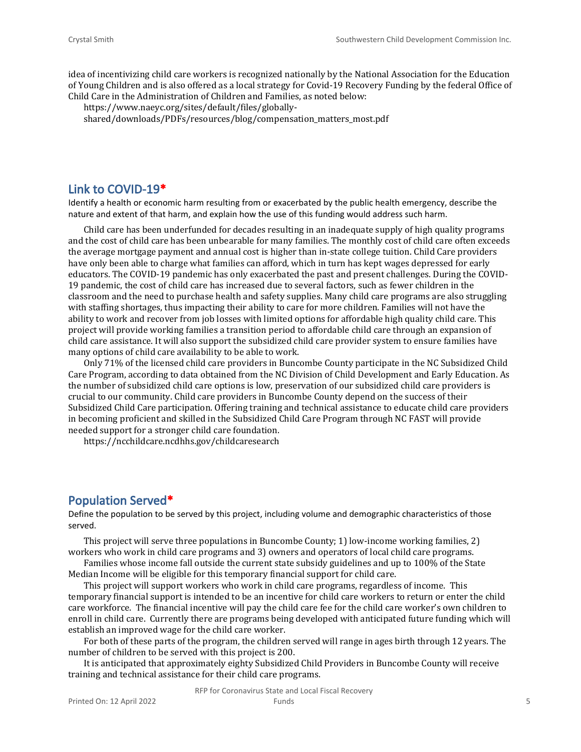idea of incentivizing child care workers is recognized nationally by the National Association for the Education of Young Children and is also offered as a local strategy for Covid-19 Recovery Funding by the federal Office of Child Care in the Administration of Children and Families, as noted below:

https://www.naeyc.org/sites/default/files/globally-shared/downloads/PDFs/resources/blog/compensation_matters_most.pdf

## Link to COVID-19*

Identify a health or economic harm resulting from or exacerbated by the public health emergency, describe the nature and extent of that harm, and explain how the use of this funding would address such harm.

Child care has been underfunded for decades resulting in an inadequate supply of high quality programs and the cost of child care has been unbearable for many families. The monthly cost of child care often exceeds the average mortgage payment and annual cost is higher than in-state college tuition. Child Care providers have only been able to charge what families can afford, which in turn has kept wages depressed for early educators. The COVID-19 pandemic has only exacerbated the past and present challenges. During the COVID-19 pandemic, the cost of child care has increased due to several factors, such as fewer children in the classroom and the need to purchase health and safety supplies. Many child care programs are also struggling with staffing shortages, thus impacting their ability to care for more children. Families will not have the ability to work and recover from job losses with limited options for affordable high quality child care. This project will provide working families a transition period to affordable child care through an expansion of child care assistance. It will also support the subsidized child care provider system to ensure families have many options of child care availability to be able to work.

Only 71% of the licensed child care providers in Buncombe County participate in the NC Subsidized Child Care Program, according to data obtained from the NC Division of Child Development and Early Education. As the number of subsidized child care options is low, preservation of our subsidized child care providers is crucial to our community. Child care providers in Buncombe County depend on the success of their Subsidized Child Care participation. Offering training and technical assistance to educate child care providers in becoming proficient and skilled in the Subsidized Child Care Program through NC FAST will provide needed support for a stronger child care foundation.

https://ncchildcare.ncdhhs.gov/childcaresearch

## Population Served*

Define the population to be served by this project, including volume and demographic characteristics of those served.

This project will serve three populations in Buncombe County; 1) low-income working families, 2) workers who work in child care programs and 3) owners and operators of local child care programs.

Families whose income fall outside the current state subsidy guidelines and up to 100% of the State Median Income will be eligible for this temporary financial support for child care.

This project will support workers who work in child care programs, regardless of income. This temporary financial support is intended to be an incentive for child care workers to return or enter the child care workforce. The financial incentive will pay the child care fee for the child care worker's own children to enroll in child care. Currently there are programs being developed with anticipated future funding which will establish an improved wage for the child care worker.

For both of these parts of the program, the children served will range in ages birth through 12 years. The number of children to be served with this project is 200.

It is anticipated that approximately eighty Subsidized Child Providers in Buncombe County will receive training and technical assistance for their child care programs.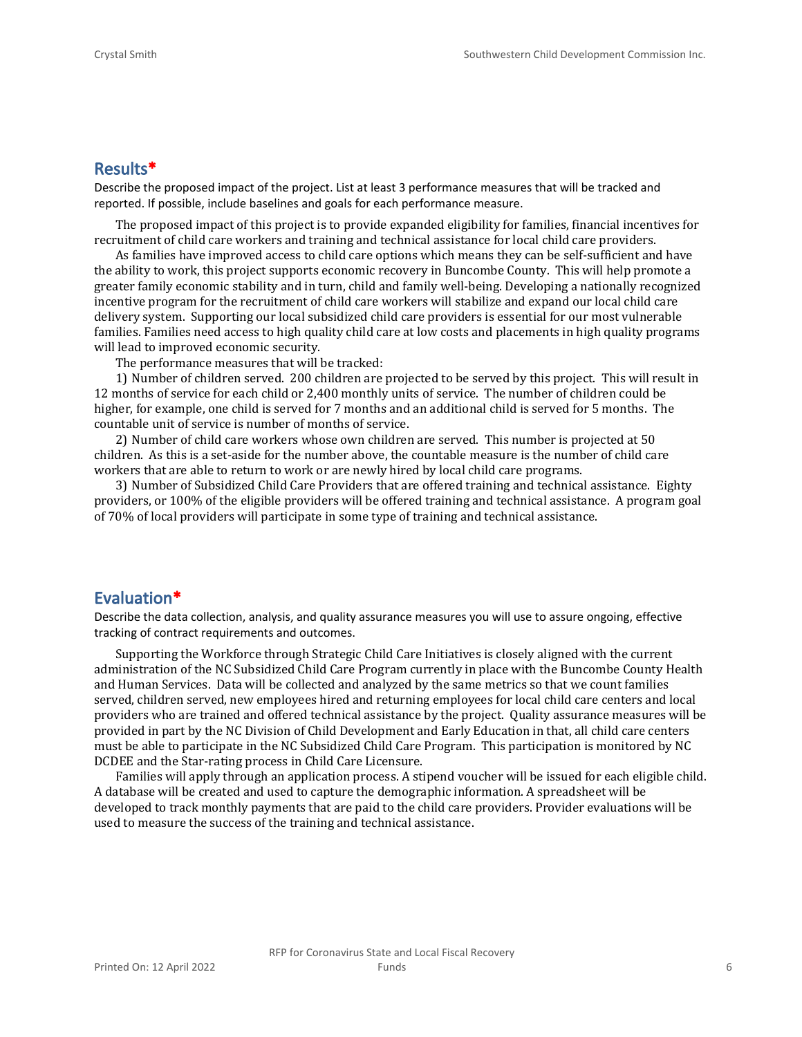## Results*

Describe the proposed impact of the project. List at least 3 performance measures that will be tracked and reported. If possible, include baselines and goals for each performance measure.

The proposed impact of this project is to provide expanded eligibility for families, financial incentives for recruitment of child care workers and training and technical assistance for local child care providers.

As families have improved access to child care options which means they can be self-sufficient and have the ability to work, this project supports economic recovery in Buncombe County. This will help promote a greater family economic stability and in turn, child and family well-being. Developing a nationally recognized incentive program for the recruitment of child care workers will stabilize and expand our local child care delivery system. Supporting our local subsidized child care providers is essential for our most vulnerable families. Families need access to high quality child care at low costs and placements in high quality programs will lead to improved economic security.

The performance measures that will be tracked:

1) Number of children served. 200 children are projected to be served by this project. This will result in 12 months of service for each child or 2,400 monthly units of service. The number of children could be higher, for example, one child is served for 7 months and an additional child is served for 5 months. The countable unit of service is number of months of service.

2) Number of child care workers whose own children are served. This number is projected at 50 children. As this is a set-aside for the number above, the countable measure is the number of child care workers that are able to return to work or are newly hired by local child care programs.

3) Number of Subsidized Child Care Providers that are offered training and technical assistance. Eighty providers, or 100% of the eligible providers will be offered training and technical assistance. A program goal of 70% of local providers will participate in some type of training and technical assistance.

## Evaluation*

Describe the data collection, analysis, and quality assurance measures you will use to assure ongoing, effective tracking of contract requirements and outcomes.

Supporting the Workforce through Strategic Child Care Initiatives is closely aligned with the current administration of the NC Subsidized Child Care Program currently in place with the Buncombe County Health and Human Services. Data will be collected and analyzed by the same metrics so that we count families served, children served, new employees hired and returning employees for local child care centers and local providers who are trained and offered technical assistance by the project. Quality assurance measures will be provided in part by the NC Division of Child Development and Early Education in that, all child care centers must be able to participate in the NC Subsidized Child Care Program. This participation is monitored by NC DCDEE and the Star-rating process in Child Care Licensure.

Families will apply through an application process. A stipend voucher will be issued for each eligible child. A database will be created and used to capture the demographic information. A spreadsheet will be developed to track monthly payments that are paid to the child care providers. Provider evaluations will be used to measure the success of the training and technical assistance.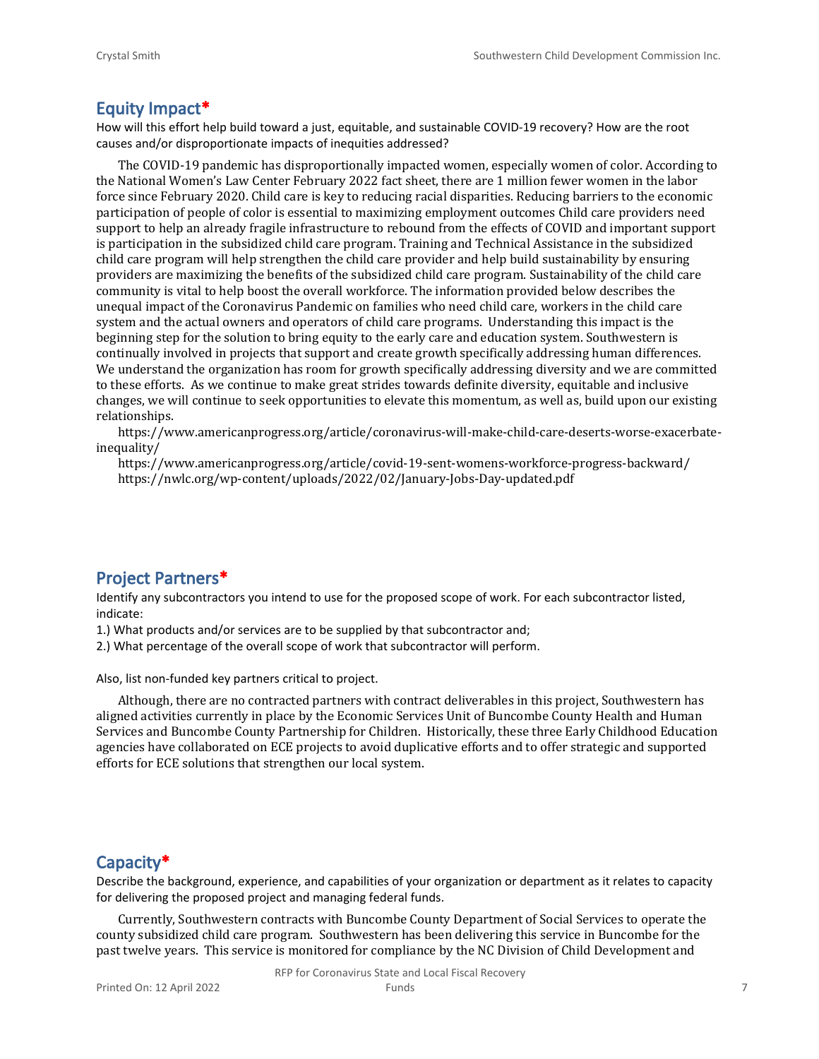## Equity Impact*

How will this effort help build toward a just, equitable, and sustainable COVID-19 recovery? How are the root causes and/or disproportionate impacts of inequities addressed?

The COVID-19 pandemic has disproportionally impacted women, especially women of color. According to the National Women's Law Center February 2022 fact sheet, there are 1 million fewer women in the labor force since February 2020. Child care is key to reducing racial disparities. Reducing barriers to the economic participation of people of color is essential to maximizing employment outcomes Child care providers need support to help an already fragile infrastructure to rebound from the effects of COVID and important support is participation in the subsidized child care program. Training and Technical Assistance in the subsidized child care program will help strengthen the child care provider and help build sustainability by ensuring providers are maximizing the benefits of the subsidized child care program. Sustainability of the child care community is vital to help boost the overall workforce. The information provided below describes the unequal impact of the Coronavirus Pandemic on families who need child care, workers in the child care system and the actual owners and operators of child care programs. Understanding this impact is the beginning step for the solution to bring equity to the early care and education system. Southwestern is continually involved in projects that support and create growth specifically addressing human differences. We understand the organization has room for growth specifically addressing diversity and we are committed to these efforts. As we continue to make great strides towards definite diversity, equitable and inclusive changes, we will continue to seek opportunities to elevate this momentum, as well as, build upon our existing relationships.

https://www.americanprogress.org/article/coronavirus-will-make-child-care-deserts-worse-exacerbate-inequality/

https://www.americanprogress.org/article/covid-19-sent-womens-workforce-progress-backward/
https://nwlc.org/wp-content/uploads/2022/02/January-Jobs-Day-updated.pdf

## Project Partners*

Identify any subcontractors you intend to use for the proposed scope of work. For each subcontractor listed, indicate:

1.) What products and/or services are to be supplied by that subcontractor and;
2.) What percentage of the overall scope of work that subcontractor will perform.

Also, list non-funded key partners critical to project.

Although, there are no contracted partners with contract deliverables in this project, Southwestern has aligned activities currently in place by the Economic Services Unit of Buncombe County Health and Human Services and Buncombe County Partnership for Children. Historically, these three Early Childhood Education agencies have collaborated on ECE projects to avoid duplicative efforts and to offer strategic and supported efforts for ECE solutions that strengthen our local system.

## Capacity*

Describe the background, experience, and capabilities of your organization or department as it relates to capacity for delivering the proposed project and managing federal funds.

Currently, Southwestern contracts with Buncombe County Department of Social Services to operate the county subsidized child care program. Southwestern has been delivering this service in Buncombe for the past twelve years. This service is monitored for compliance by the NC Division of Child Development and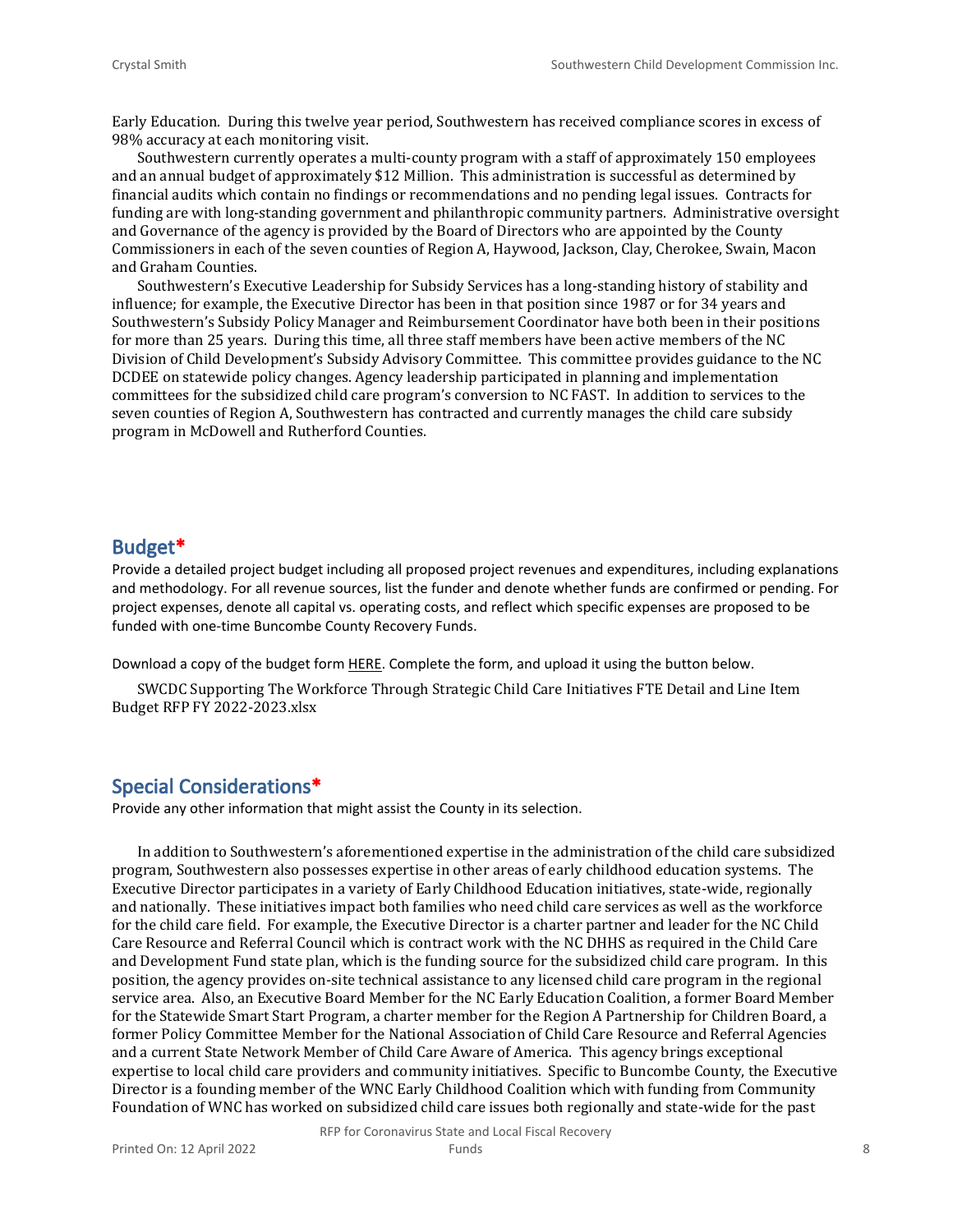Early Education. During this twelve year period, Southwestern has received compliance scores in excess of 98% accuracy at each monitoring visit.

Southwestern currently operates a multi-county program with a staff of approximately 150 employees and an annual budget of approximately $12 Million. This administration is successful as determined by financial audits which contain no findings or recommendations and no pending legal issues. Contracts for funding are with long-standing government and philanthropic community partners. Administrative oversight and Governance of the agency is provided by the Board of Directors who are appointed by the County Commissioners in each of the seven counties of Region A, Haywood, Jackson, Clay, Cherokee, Swain, Macon and Graham Counties.

Southwestern's Executive Leadership for Subsidy Services has a long-standing history of stability and influence; for example, the Executive Director has been in that position since 1987 or for 34 years and Southwestern's Subsidy Policy Manager and Reimbursement Coordinator have both been in their positions for more than 25 years. During this time, all three staff members have been active members of the NC Division of Child Development's Subsidy Advisory Committee. This committee provides guidance to the NC DCDEE on statewide policy changes. Agency leadership participated in planning and implementation committees for the subsidized child care program's conversion to NC FAST. In addition to services to the seven counties of Region A, Southwestern has contracted and currently manages the child care subsidy program in McDowell and Rutherford Counties.

## Budget*

Provide a detailed project budget including all proposed project revenues and expenditures, including explanations and methodology. For all revenue sources, list the funder and denote whether funds are confirmed or pending. For project expenses, denote all capital vs. operating costs, and reflect which specific expenses are proposed to be funded with one-time Buncombe County Recovery Funds.

Download a copy of the budget form HERE. Complete the form, and upload it using the button below.

SWCDC Supporting The Workforce Through Strategic Child Care Initiatives FTE Detail and Line Item Budget RFP FY 2022-2023.xlsx

## Special Considerations*

Provide any other information that might assist the County in its selection.

In addition to Southwestern's aforementioned expertise in the administration of the child care subsidized program, Southwestern also possesses expertise in other areas of early childhood education systems. The Executive Director participates in a variety of Early Childhood Education initiatives, state-wide, regionally and nationally. These initiatives impact both families who need child care services as well as the workforce for the child care field. For example, the Executive Director is a charter partner and leader for the NC Child Care Resource and Referral Council which is contract work with the NC DHHS as required in the Child Care and Development Fund state plan, which is the funding source for the subsidized child care program. In this position, the agency provides on-site technical assistance to any licensed child care program in the regional service area. Also, an Executive Board Member for the NC Early Education Coalition, a former Board Member for the Statewide Smart Start Program, a charter member for the Region A Partnership for Children Board, a former Policy Committee Member for the National Association of Child Care Resource and Referral Agencies and a current State Network Member of Child Care Aware of America. This agency brings exceptional expertise to local child care providers and community initiatives. Specific to Buncombe County, the Executive Director is a founding member of the WNC Early Childhood Coalition which with funding from Community Foundation of WNC has worked on subsidized child care issues both regionally and state-wide for the past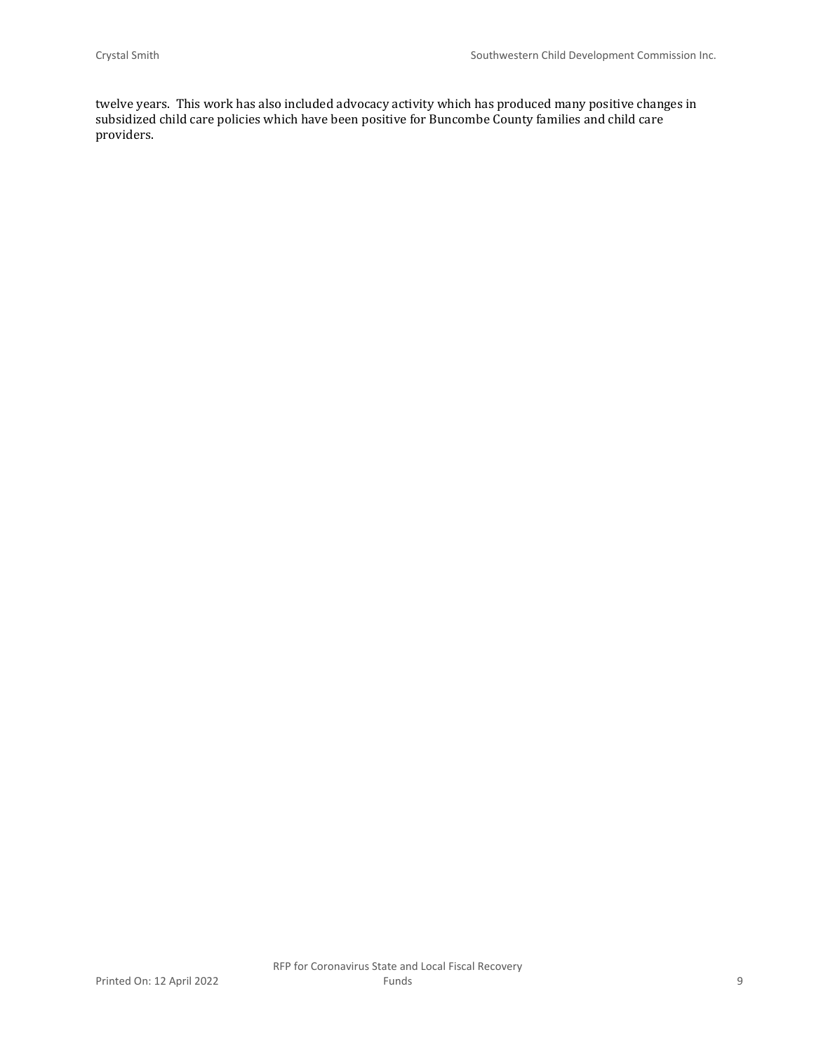twelve years. This work has also included advocacy activity which has produced many positive changes in subsidized child care policies which have been positive for Buncombe County families and child care providers.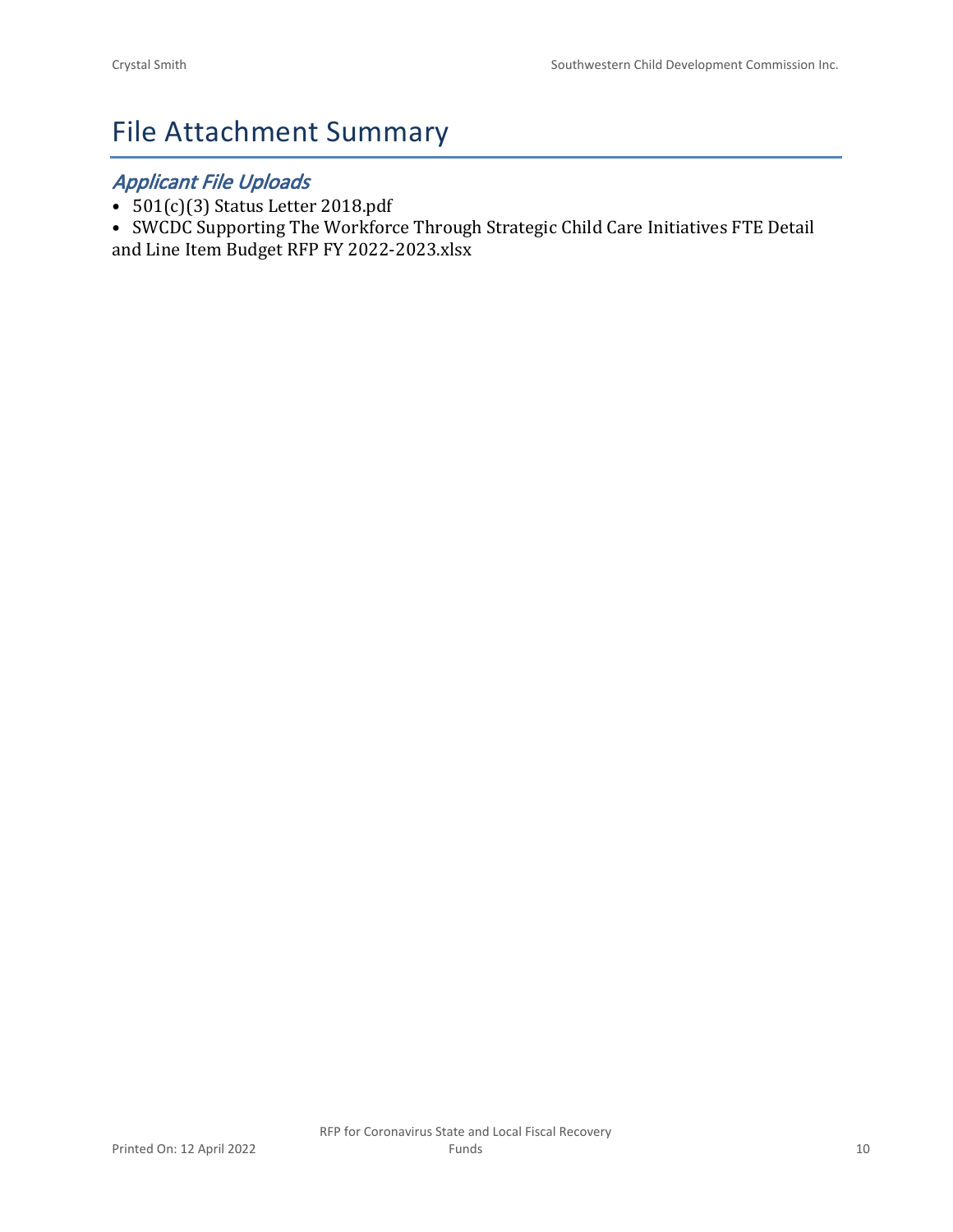# File Attachment Summary

## *Applicant File Uploads*

- 501(c)(3) Status Letter 2018.pdf
- SWCDC Supporting The Workforce Through Strategic Child Care Initiatives FTE Detail and Line Item Budget RFP FY 2022-2023.xlsx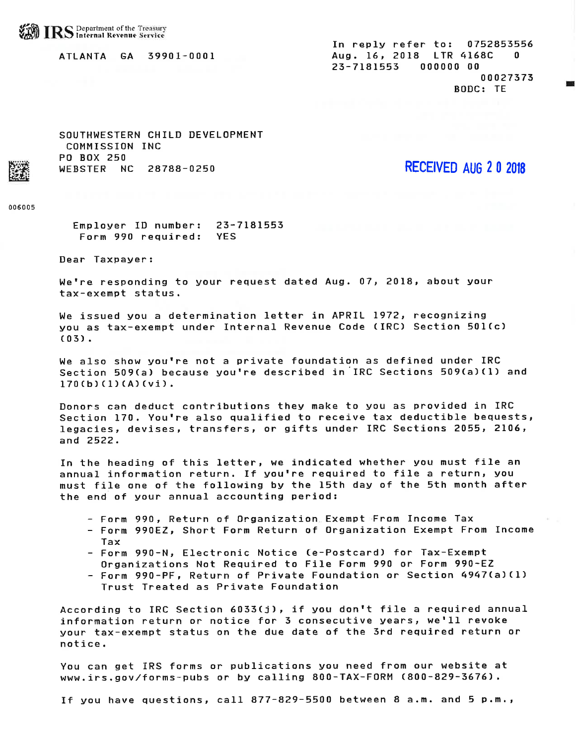IRS Department of the Treasury Internal Revenue Service

ATLANTA GA 39901-0001

In reply refer to: 0752853556
Aug. 16, 2018 LTR 4168C 0
23-7181553 000000 00
00027373
BODC: TE

SOUTHWESTERN CHILD DEVELOPMENT
COMMISSION INC
PO BOX 250
WEBSTER NC 28788-0250

RECEIVED AUG 20 2018

006005

Employer ID number: 23-7181553
Form 990 required: YES

Dear Taxpayer:

We're responding to your request dated Aug. 07, 2018, about your tax-exempt status.

We issued you a determination letter in APRIL 1972, recognizing you as tax-exempt under Internal Revenue Code (IRC) Section 501(c)(03).

We also show you're not a private foundation as defined under IRC Section 509(a) because you're described in IRC Sections 509(a)(1) and 170(b)(1)(A)(vi).

Donors can deduct contributions they make to you as provided in IRC Section 170. You're also qualified to receive tax deductible bequests, legacies, devises, transfers, or gifts under IRC Sections 2055, 2106, and 2522.

In the heading of this letter, we indicated whether you must file an annual information return. If you're required to file a return, you must file one of the following by the 15th day of the 5th month after the end of your annual accounting period:

- Form 990, Return of Organization Exempt From Income Tax
- Form 990EZ, Short Form Return of Organization Exempt From Income Tax
- Form 990-N, Electronic Notice (e-Postcard) for Tax-Exempt Organizations Not Required to File Form 990 or Form 990-EZ
- Form 990-PF, Return of Private Foundation or Section 4947(a)(1) Trust Treated as Private Foundation

According to IRC Section 6033(j), if you don't file a required annual information return or notice for 3 consecutive years, we'll revoke your tax-exempt status on the due date of the 3rd required return or notice.

You can get IRS forms or publications you need from our website at www.irs.gov/forms-pubs or by calling 800-TAX-FORM (800-829-3676).

If you have questions, call 877-829-5500 between 8 a.m. and 5 p.m.,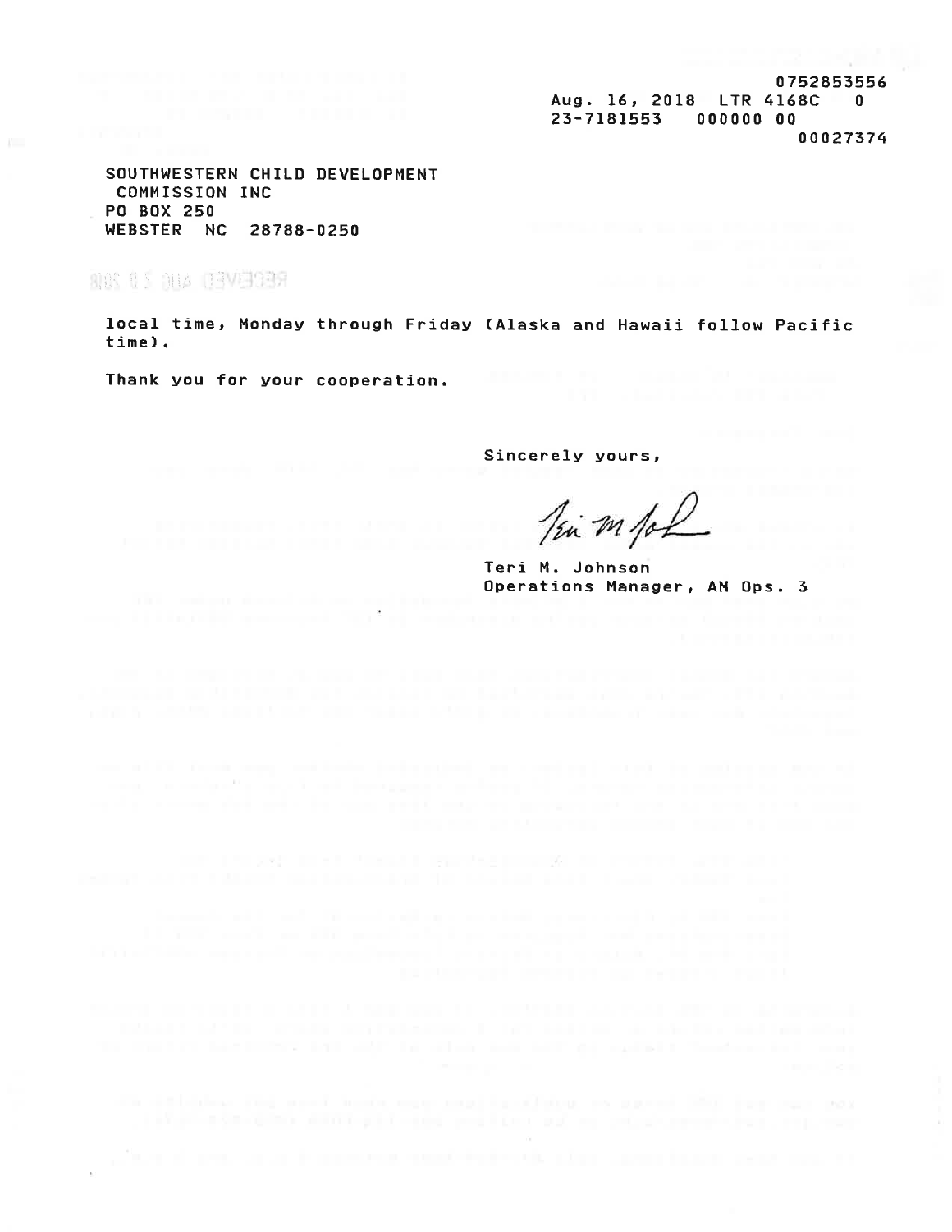0752853556
Aug. 16, 2018 LTR 4168C 0
23-7181553 000000 00
00027374

SOUTHWESTERN CHILD DEVELOPMENT
COMMISSION INC
PO BOX 250
WEBSTER NC 28788-0250

local time, Monday through Friday (Alaska and Hawaii follow Pacific time).

Thank you for your cooperation.

Sincerely yours,

Teri M. Johnson
Operations Manager, AM Ops. 3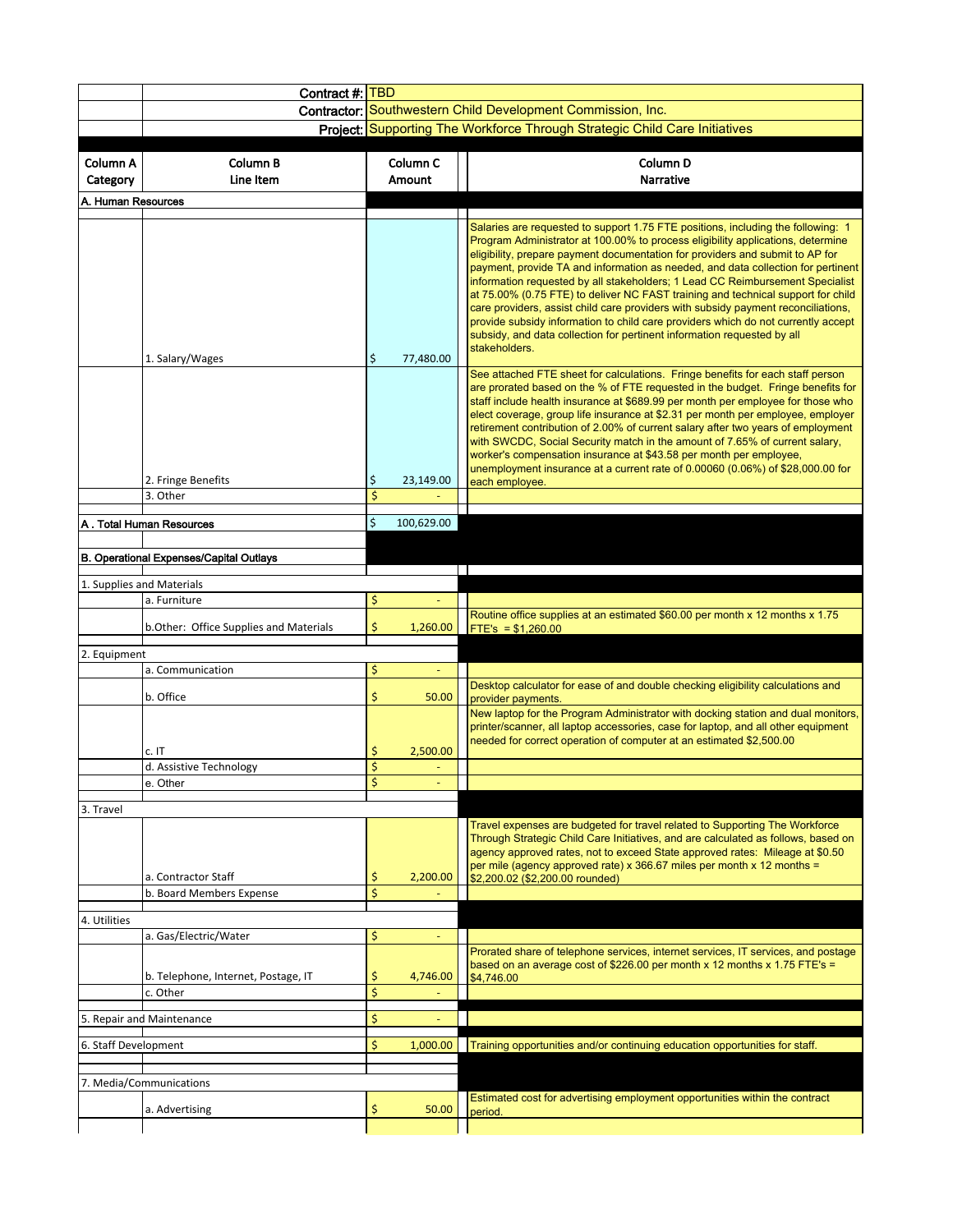| | | | |
|---|---|---|---|
| | **Contract #:** | TBD | |
| | **Contractor:** | Southwestern Child Development Commission, Inc. | |
| | **Project:** | Supporting The Workforce Through Strategic Child Care Initiatives | |

| Column A Category | Column B Line Item | Column C Amount | Column D Narrative |
|---|---|---|---|
| **A. Human Resources** | | | |
| | 1. Salary/Wages | $ 77,480.00 | Salaries are requested to support 1.75 FTE positions, including the following: 1 Program Administrator at 100.00% to process eligibility applications, determine eligibility, prepare payment documentation for providers and submit to AP for payment, provide TA and information as needed, and data collection for pertinent information requested by all stakeholders; 1 Lead CC Reimbursement Specialist at 75.00% (0.75 FTE) to deliver NC FAST training and technical support for child care providers, assist child care providers with subsidy payment reconciliations, provide subsidy information to child care providers which do not currently accept subsidy, and data collection for pertinent information requested by all stakeholders. |
| | 2. Fringe Benefits | $ 23,149.00 | See attached FTE sheet for calculations. Fringe benefits for each staff person are prorated based on the % of FTE requested in the budget. Fringe benefits for staff include health insurance at $689.99 per month per employee for those who elect coverage, group life insurance at $2.31 per month per employee, employer retirement contribution of 2.00% of current salary after two years of employment with SWCDC, Social Security match in the amount of 7.65% of current salary, worker's compensation insurance at $43.58 per month per employee, unemployment insurance at a current rate of 0.00060 (0.06%) of $28,000.00 for each employee. |
| | 3. Other | $ - | |
| **A . Total Human Resources** | | $ 100,629.00 | |
| **B. Operational Expenses/Capital Outlays** | | | |
| 1. Supplies and Materials | | | |
| | a. Furniture | $ - | |
| | b.Other: Office Supplies and Materials | $ 1,260.00 | Routine office supplies at an estimated $60.00 per month x 12 months x 1.75 FTE's = $1,260.00 |
| 2. Equipment | | | |
| | a. Communication | $ - | |
| | b. Office | $ 50.00 | Desktop calculator for ease of and double checking eligibility calculations and provider payments. |
| | c. IT | $ 2,500.00 | New laptop for the Program Administrator with docking station and dual monitors, printer/scanner, all laptop accessories, case for laptop, and all other equipment needed for correct operation of computer at an estimated $2,500.00 |
| | d. Assistive Technology | $ - | |
| | e. Other | $ - | |
| 3. Travel | | | |
| | a. Contractor Staff | $ 2,200.00 | Travel expenses are budgeted for travel related to Supporting The Workforce Through Strategic Child Care Initiatives, and are calculated as follows, based on agency approved rates, not to exceed State approved rates: Mileage at $0.50 per mile (agency approved rate) x 366.67 miles per month x 12 months = $2,200.02 ($2,200.00 rounded) |
| | b. Board Members Expense | $ - | |
| 4. Utilities | | | |
| | a. Gas/Electric/Water | $ - | |
| | b. Telephone, Internet, Postage, IT | $ 4,746.00 | Prorated share of telephone services, internet services, IT services, and postage based on an average cost of $226.00 per month x 12 months x 1.75 FTE's = $4,746.00 |
| | c. Other | $ - | |
| 5. Repair and Maintenance | | $ - | |
| 6. Staff Development | | $ 1,000.00 | Training opportunities and/or continuing education opportunities for staff. |
| 7. Media/Communications | | | |
| | a. Advertising | $ 50.00 | Estimated cost for advertising employment opportunities within the contract period. |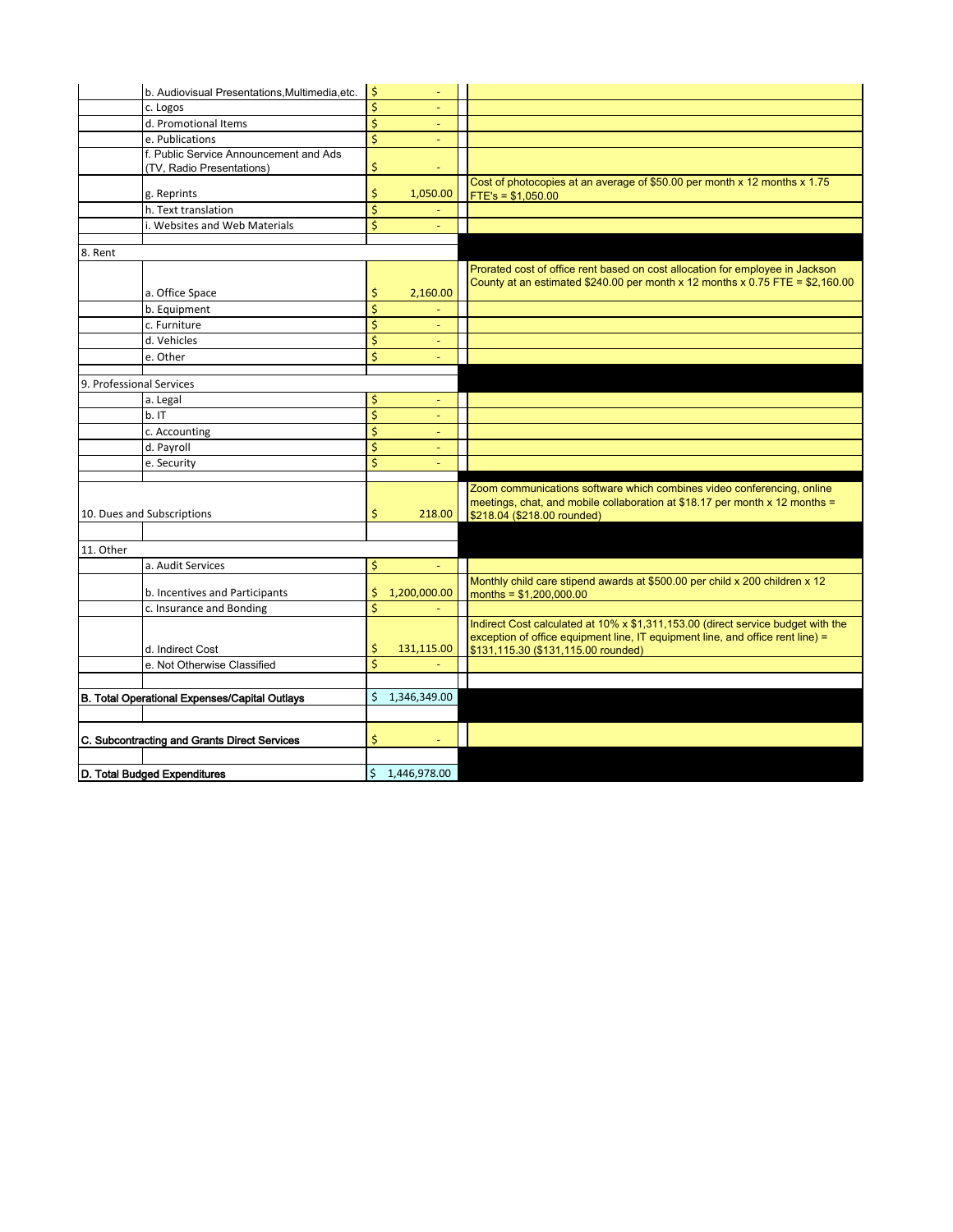| | | | |
|---|---|---|---|
| | b. Audiovisual Presentations,Multimedia,etc. | $ - | |
| | c. Logos | $ - | |
| | d. Promotional Items | $ - | |
| | e. Publications | $ - | |
| | f. Public Service Announcement and Ads (TV, Radio Presentations) | $ - | |
| | g. Reprints | $ 1,050.00 | Cost of photocopies at an average of $50.00 per month x 12 months x 1.75 FTE's = $1,050.00 |
| | h. Text translation | $ - | |
| | i. Websites and Web Materials | $ - | |
| 8. Rent | | | |
| | a. Office Space | $ 2,160.00 | Prorated cost of office rent based on cost allocation for employee in Jackson County at an estimated $240.00 per month x 12 months x 0.75 FTE = $2,160.00 |
| | b. Equipment | $ - | |
| | c. Furniture | $ - | |
| | d. Vehicles | $ - | |
| | e. Other | $ - | |
| 9. Professional Services | | | |
| | a. Legal | $ - | |
| | b. IT | $ - | |
| | c. Accounting | $ - | |
| | d. Payroll | $ - | |
| | e. Security | $ - | |
| 10. Dues and Subscriptions | | $ 218.00 | Zoom communications software which combines video conferencing, online meetings, chat, and mobile collaboration at $18.17 per month x 12 months = $218.04 ($218.00 rounded) |
| 11. Other | | | |
| | a. Audit Services | $ - | |
| | b. Incentives and Participants | $ 1,200,000.00 | Monthly child care stipend awards at $500.00 per child x 200 children x 12 months = $1,200,000.00 |
| | c. Insurance and Bonding | $ - | |
| | d. Indirect Cost | $ 131,115.00 | Indirect Cost calculated at 10% x $1,311,153.00 (direct service budget with the exception of office equipment line, IT equipment line, and office rent line) = $131,115.30 ($131,115.00 rounded) |
| | e. Not Otherwise Classified | $ - | |
| **B. Total Operational Expenses/Capital Outlays** | | $ 1,346,349.00 | |
| **C. Subcontracting and Grants Direct Services** | | $ - | |
| **D. Total Budged Expenditures** | | $ 1,446,978.00 | |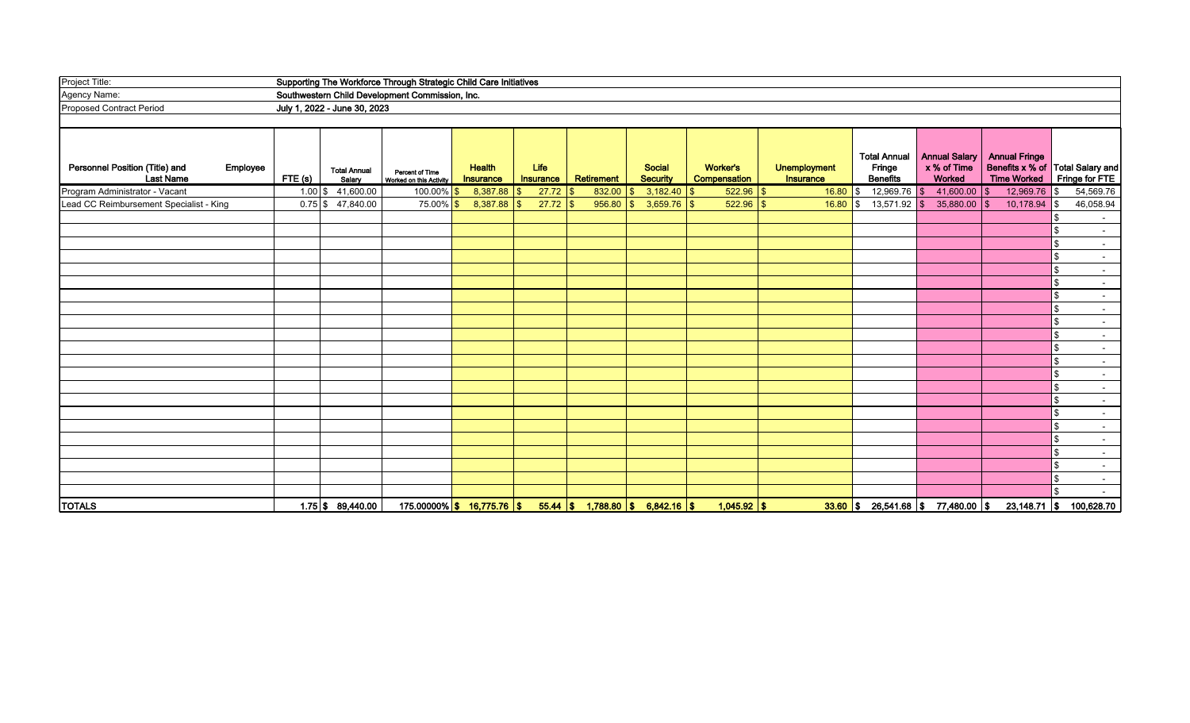| | |
|---|---|
| Project Title: | Supporting The Workforce Through Strategic Child Care Initiatives |
| Agency Name: | Southwestern Child Development Commission, Inc. |
| Proposed Contract Period | July 1, 2022 - June 30, 2023 |

| Personnel Position (Title) and Employee Last Name | FTE (s) | Total Annual Salary | Percent of Time Worked on this Activity | Health Insurance | Life Insurance | Retirement | Social Security | Worker's Compensation | Unemployment Insurance | Total Annual Fringe Benefits | Annual Salary x % of Time Worked | Annual Fringe Benefits x % of Time Worked | Total Salary and Fringe for FTE |
|---|---|---|---|---|---|---|---|---|---|---|---|---|---|
| Program Administrator - Vacant | 1.00 | $ 41,600.00 | 100.00% | $ 8,387.88 | $ 27.72 | $ 832.00 | $ 3,182.40 | $ 522.96 | $ 16.80 | $ 12,969.76 | $ 41,600.00 | $ 12,969.76 | $ 54,569.76 |
| Lead CC Reimbursement Specialist - King | 0.75 | $ 47,840.00 | 75.00% | $ 8,387.88 | $ 27.72 | $ 956.80 | $ 3,659.76 | $ 522.96 | $ 16.80 | $ 13,571.92 | $ 35,880.00 | $ 10,178.94 | $ 46,058.94 |
| | | | | | | | | | | | | | $ - |
| | | | | | | | | | | | | | $ - |
| | | | | | | | | | | | | | $ - |
| | | | | | | | | | | | | | $ - |
| | | | | | | | | | | | | | $ - |
| | | | | | | | | | | | | | $ - |
| | | | | | | | | | | | | | $ - |
| | | | | | | | | | | | | | $ - |
| | | | | | | | | | | | | | $ - |
| | | | | | | | | | | | | | $ - |
| | | | | | | | | | | | | | $ - |
| | | | | | | | | | | | | | $ - |
| | | | | | | | | | | | | | $ - |
| | | | | | | | | | | | | | $ - |
| | | | | | | | | | | | | | $ - |
| | | | | | | | | | | | | | $ - |
| | | | | | | | | | | | | | $ - |
| | | | | | | | | | | | | | $ - |
| | | | | | | | | | | | | | $ - |
| | | | | | | | | | | | | | $ - |
| | | | | | | | | | | | | | $ - |
| TOTALS | 1.75 | $ 89,440.00 | 175.00000% | $ 16,775.76 | $ 55.44 | $ 1,788.80 | $ 6,842.16 | $ 1,045.92 | $ 33.60 | $ 26,541.68 | $ 77,480.00 | $ 23,148.71 | $ 100,628.70 |